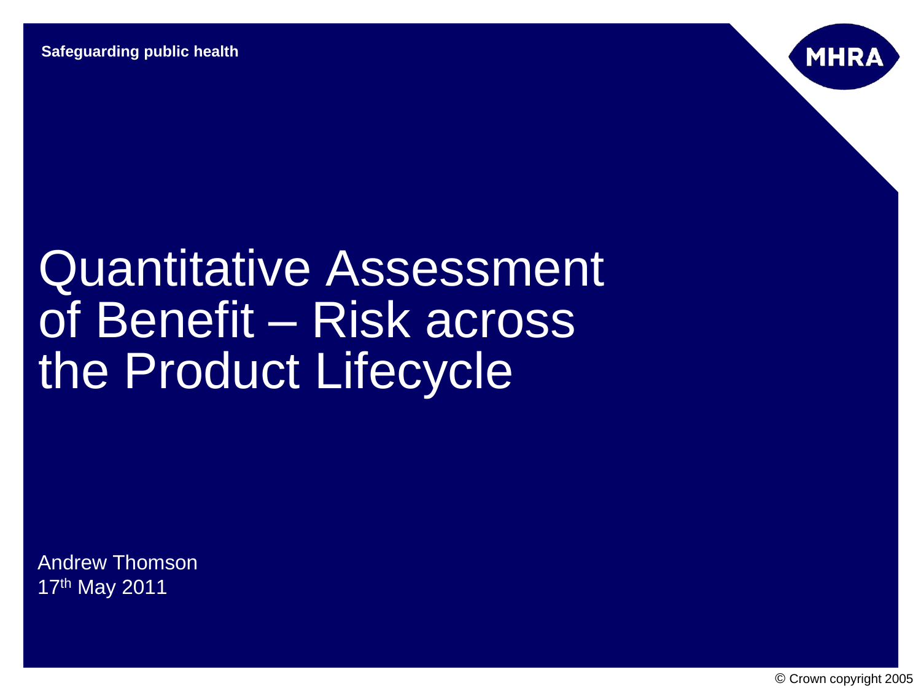Safeguarding public health

MHRA

# Quantitative Assessment of Benefit – Risk across the Product Lifecycle

Andrew Thomson
17th May 2011

© Crown copyright 2005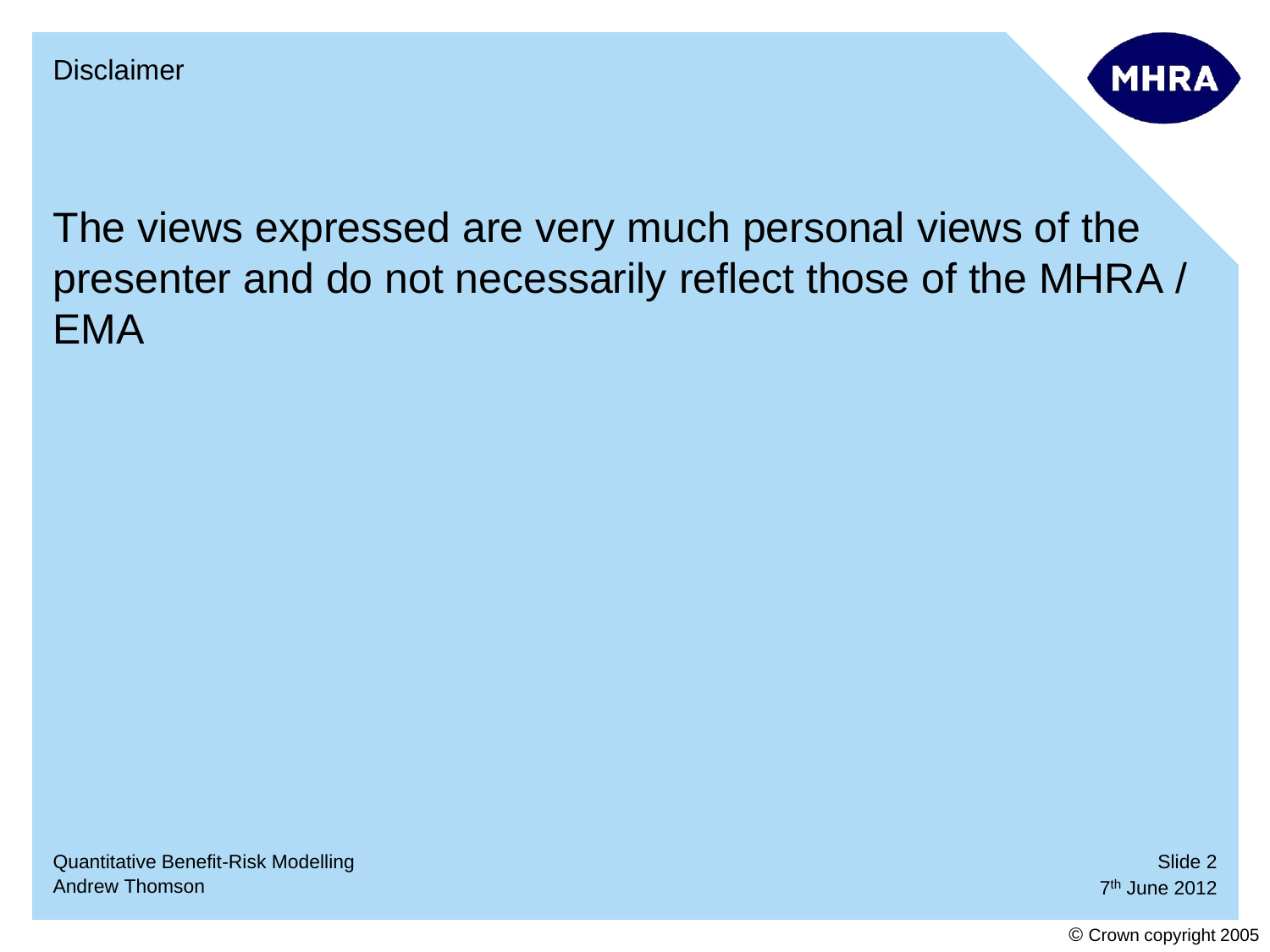# Disclaimer

The views expressed are very much personal views of the presenter and do not necessarily reflect those of the MHRA / EMA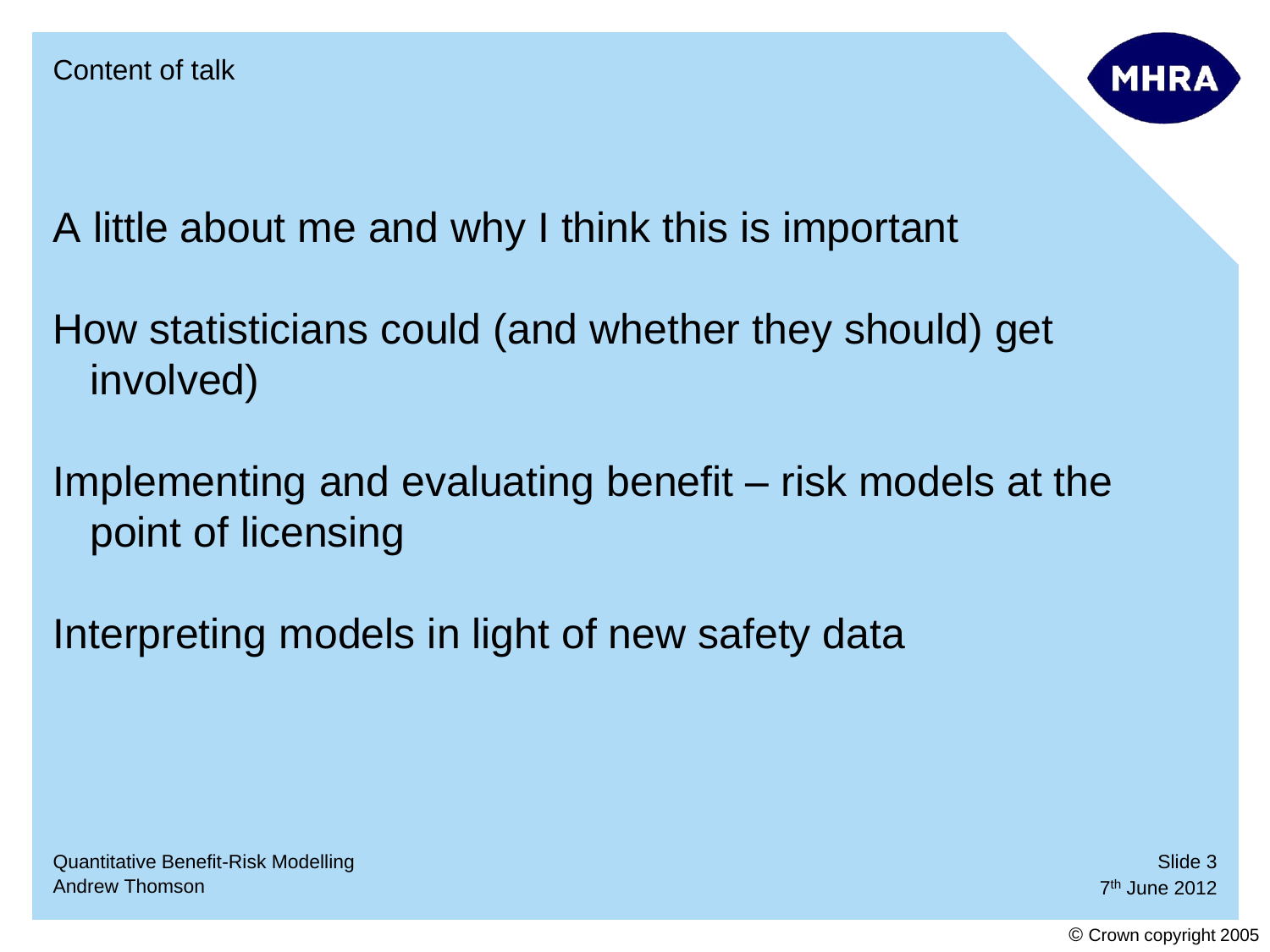Content of talk

A little about me and why I think this is important

How statisticians could (and whether they should) get involved)

Implementing and evaluating benefit – risk models at the point of licensing

Interpreting models in light of new safety data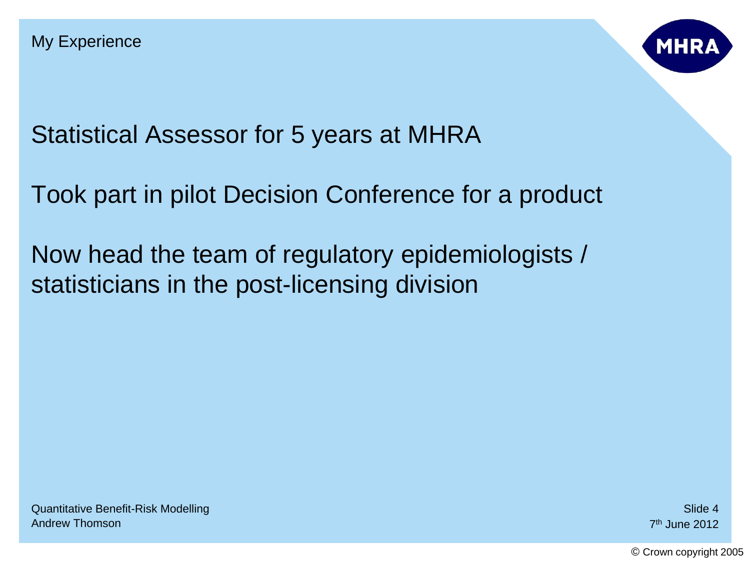## My Experience

Statistical Assessor for 5 years at MHRA

Took part in pilot Decision Conference for a product

Now head the team of regulatory epidemiologists / statisticians in the post-licensing division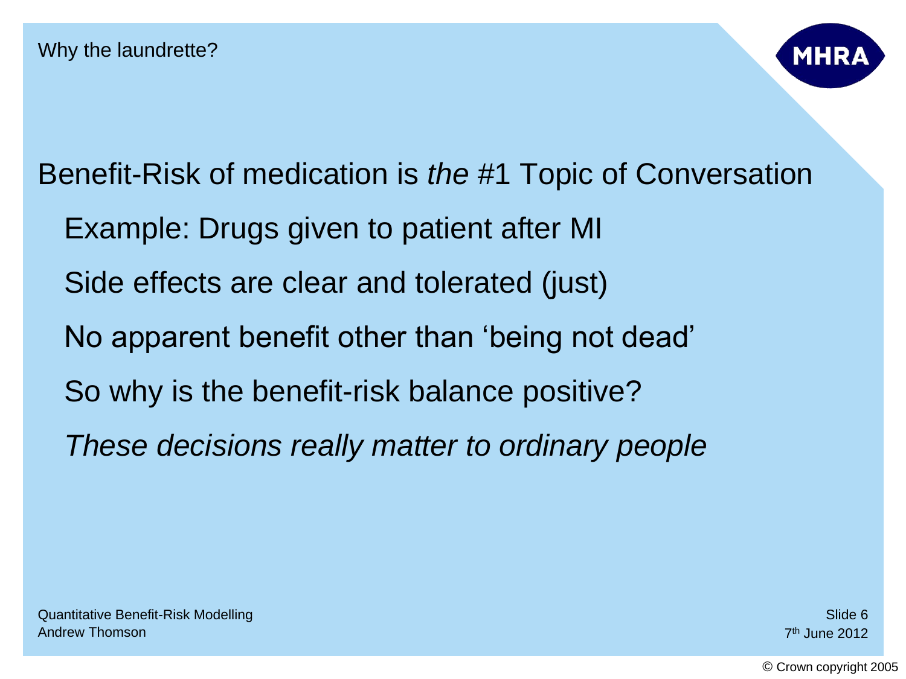## Why the laundrette?

Benefit-Risk of medication is *the* #1 Topic of Conversation

- Example: Drugs given to patient after MI
- Side effects are clear and tolerated (just)
- No apparent benefit other than ‘being not dead’
- So why is the benefit-risk balance positive?
- *These decisions really matter to ordinary people*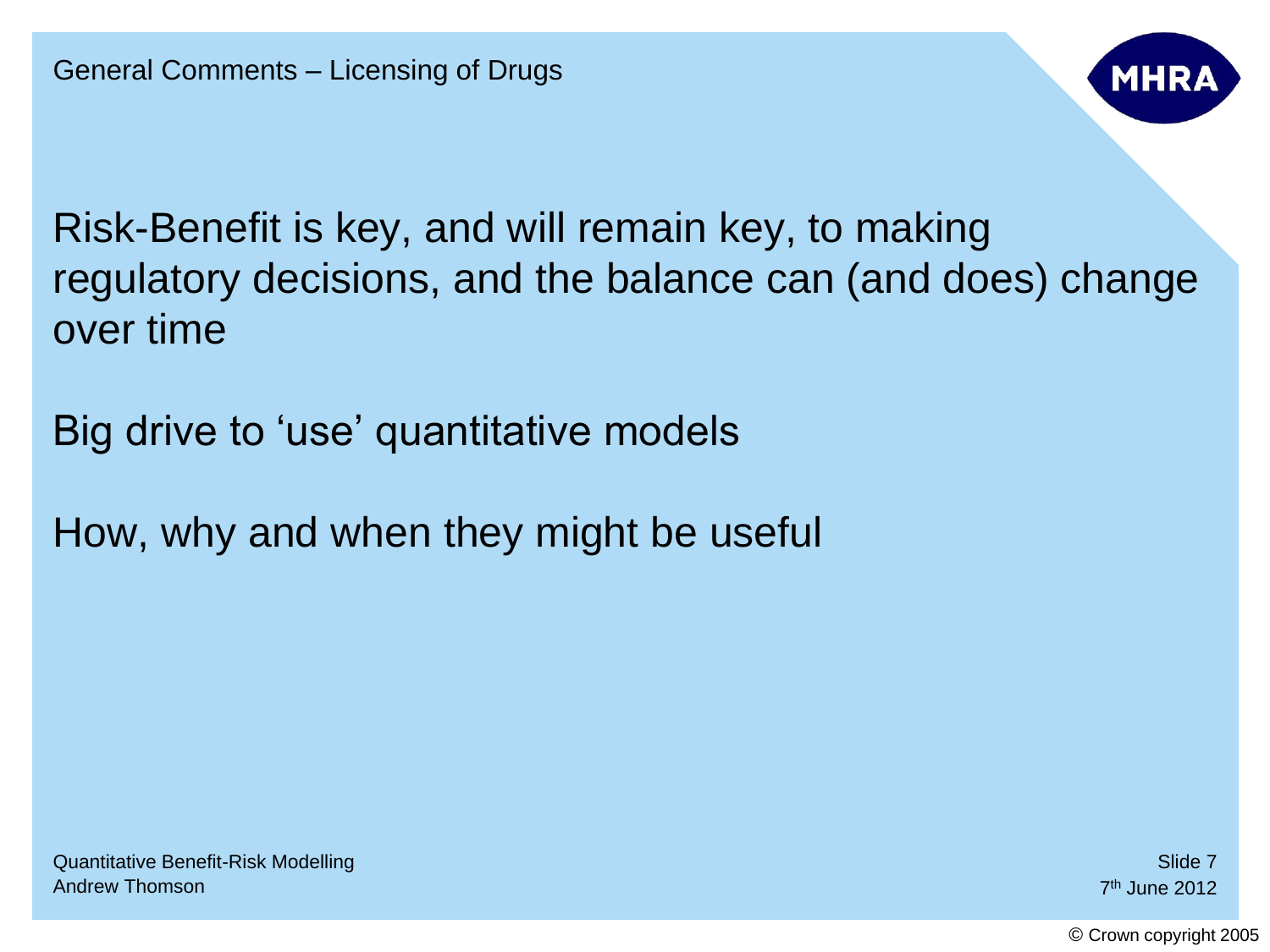## General Comments – Licensing of Drugs

Risk-Benefit is key, and will remain key, to making regulatory decisions, and the balance can (and does) change over time

Big drive to 'use' quantitative models

How, why and when they might be useful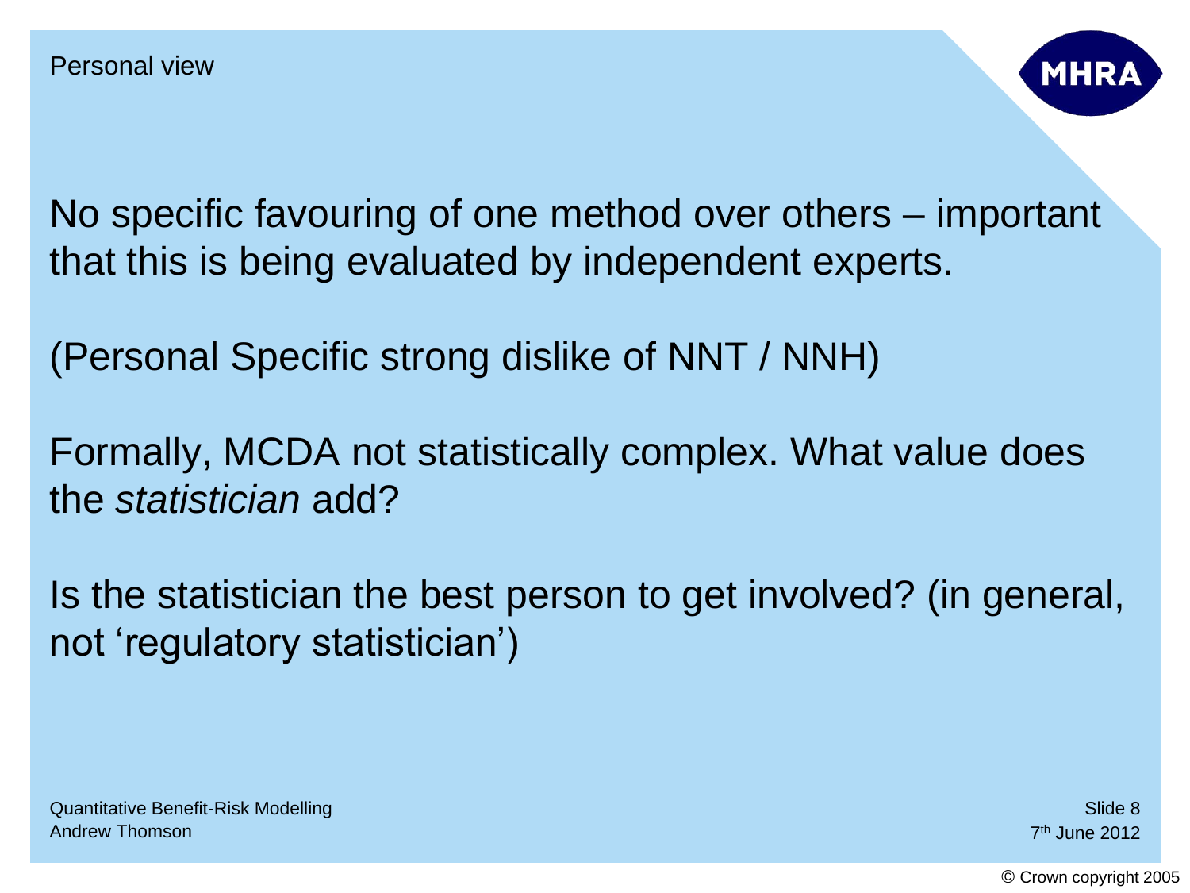Personal view

No specific favouring of one method over others – important that this is being evaluated by independent experts.

(Personal Specific strong dislike of NNT / NNH)

Formally, MCDA not statistically complex. What value does the *statistician* add?

Is the statistician the best person to get involved? (in general, not ‘regulatory statistician’)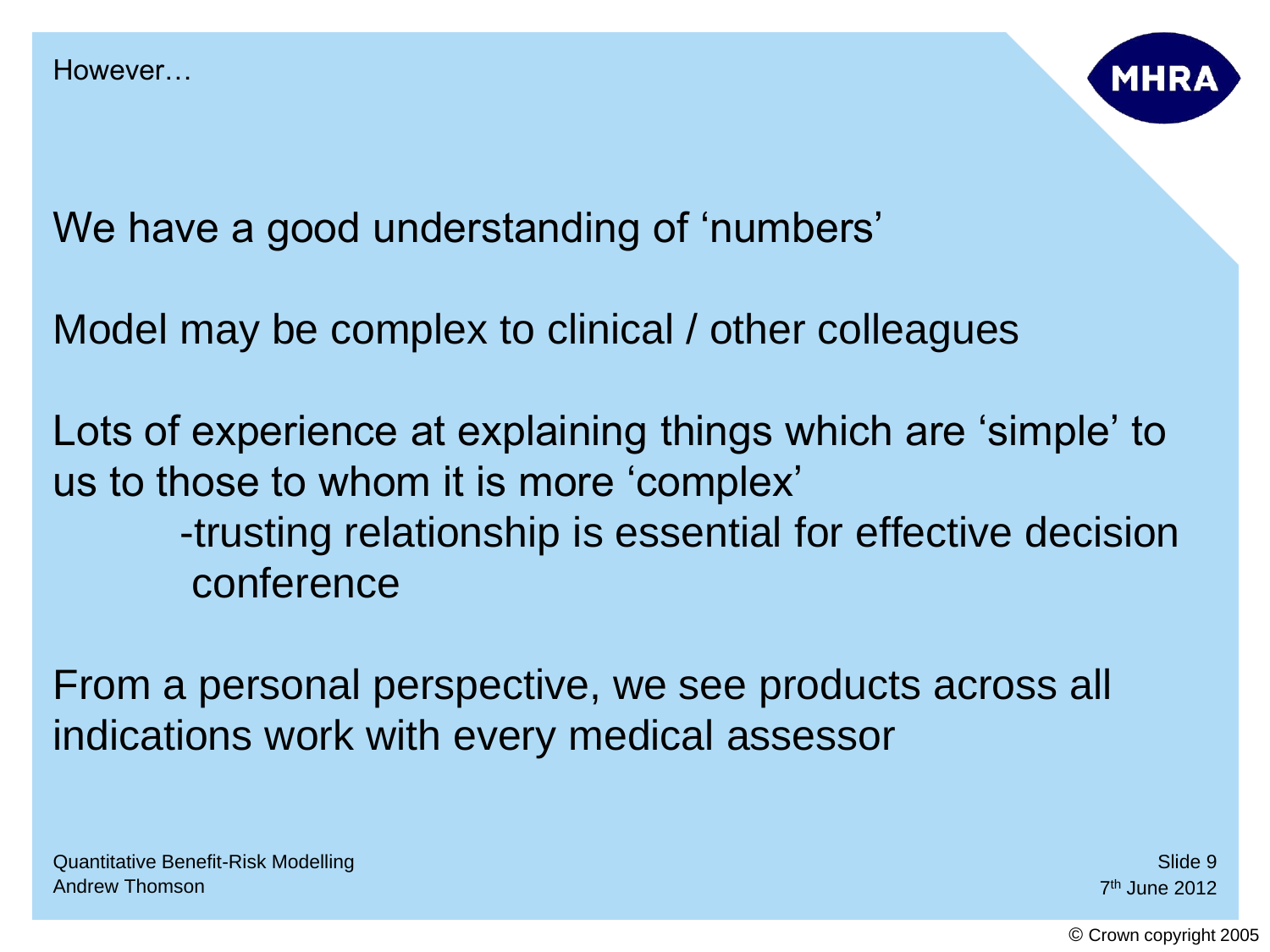## However…

We have a good understanding of 'numbers'

Model may be complex to clinical / other colleagues

Lots of experience at explaining things which are 'simple' to us to those to whom it is more 'complex'

- trusting relationship is essential for effective decision conference

From a personal perspective, we see products across all indications work with every medical assessor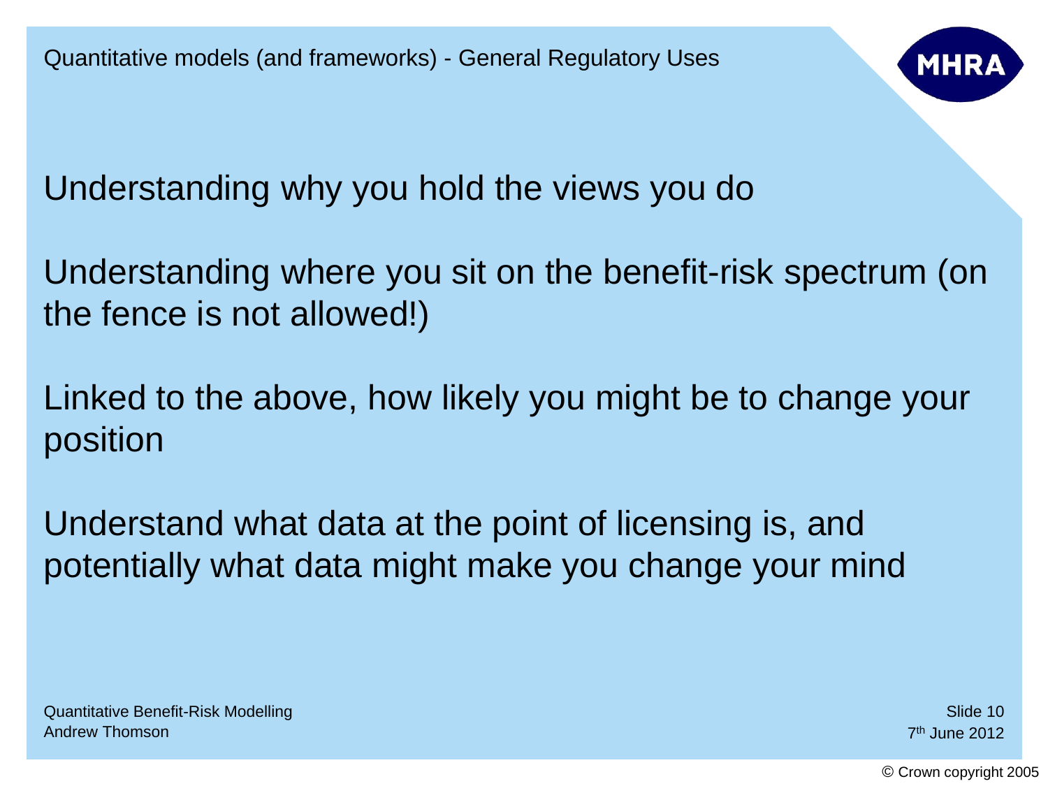## Quantitative models (and frameworks) - General Regulatory Uses

Understanding why you hold the views you do

Understanding where you sit on the benefit-risk spectrum (on the fence is not allowed!)

Linked to the above, how likely you might be to change your position

Understand what data at the point of licensing is, and potentially what data might make you change your mind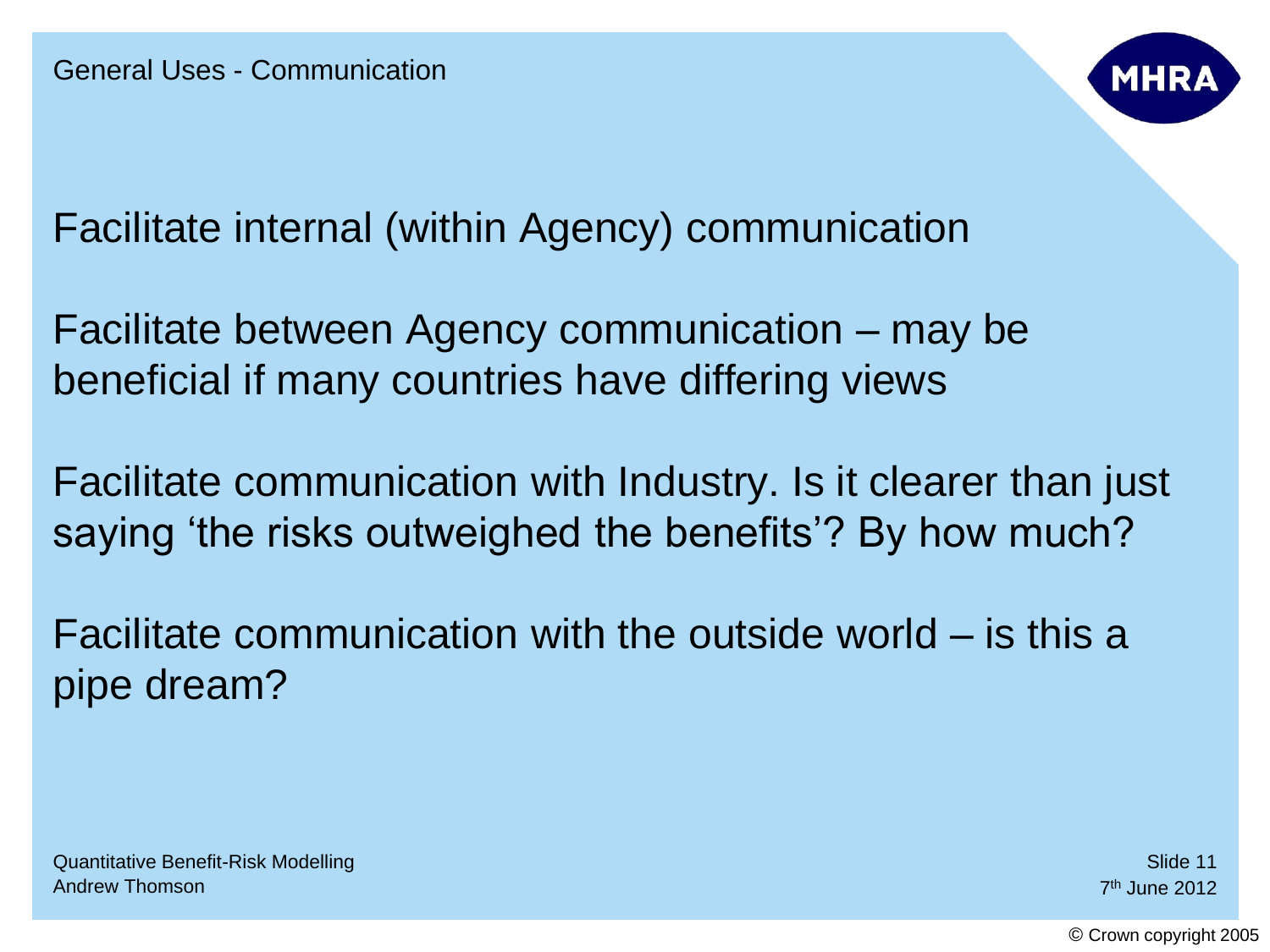## General Uses - Communication

Facilitate internal (within Agency) communication

Facilitate between Agency communication – may be beneficial if many countries have differing views

Facilitate communication with Industry. Is it clearer than just saying ‘the risks outweighed the benefits’? By how much?

Facilitate communication with the outside world – is this a pipe dream?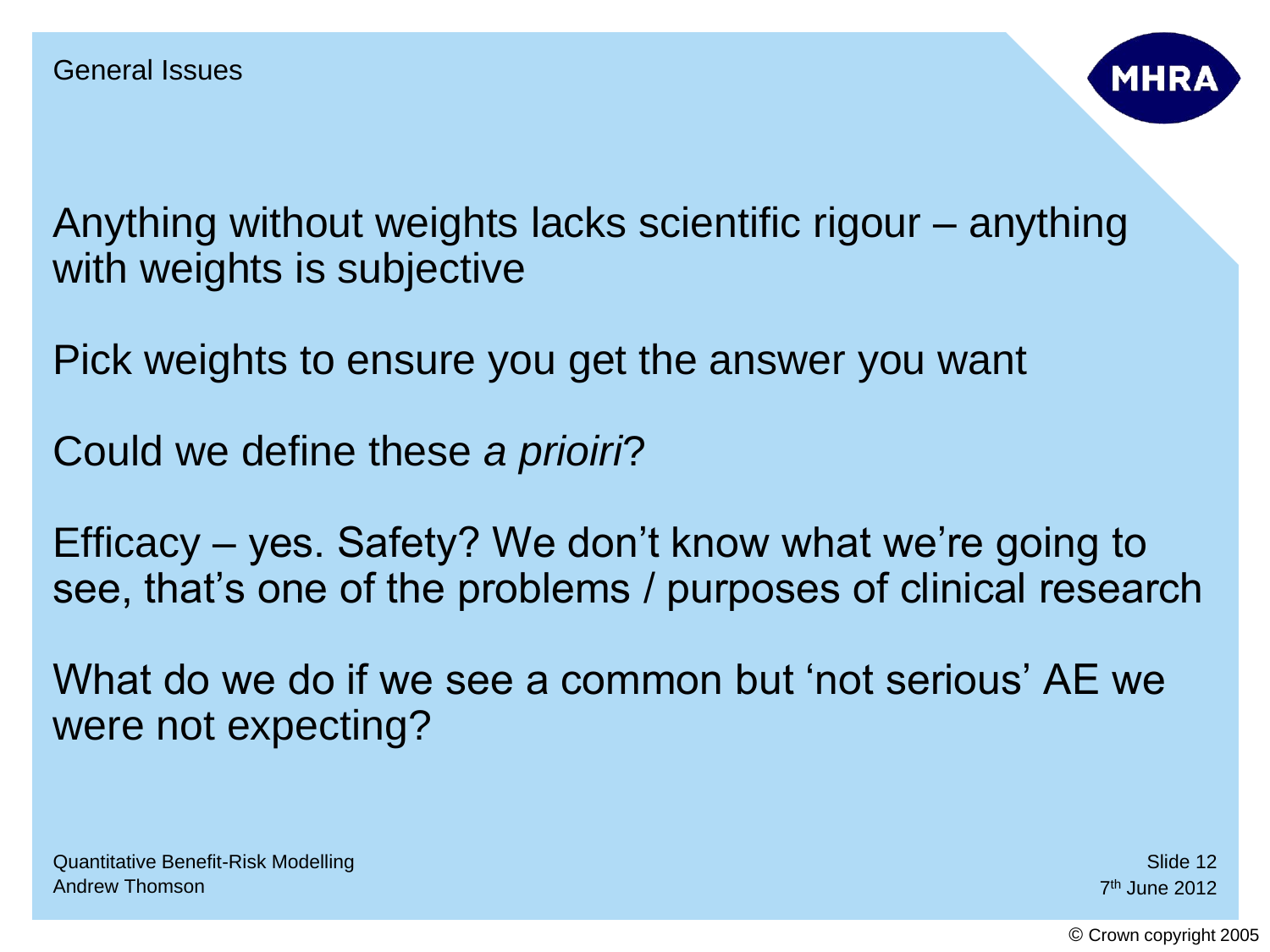## General Issues

Anything without weights lacks scientific rigour – anything with weights is subjective

Pick weights to ensure you get the answer you want

Could we define these *a prioiri*?

Efficacy – yes. Safety? We don't know what we're going to see, that's one of the problems / purposes of clinical research

What do we do if we see a common but 'not serious' AE we were not expecting?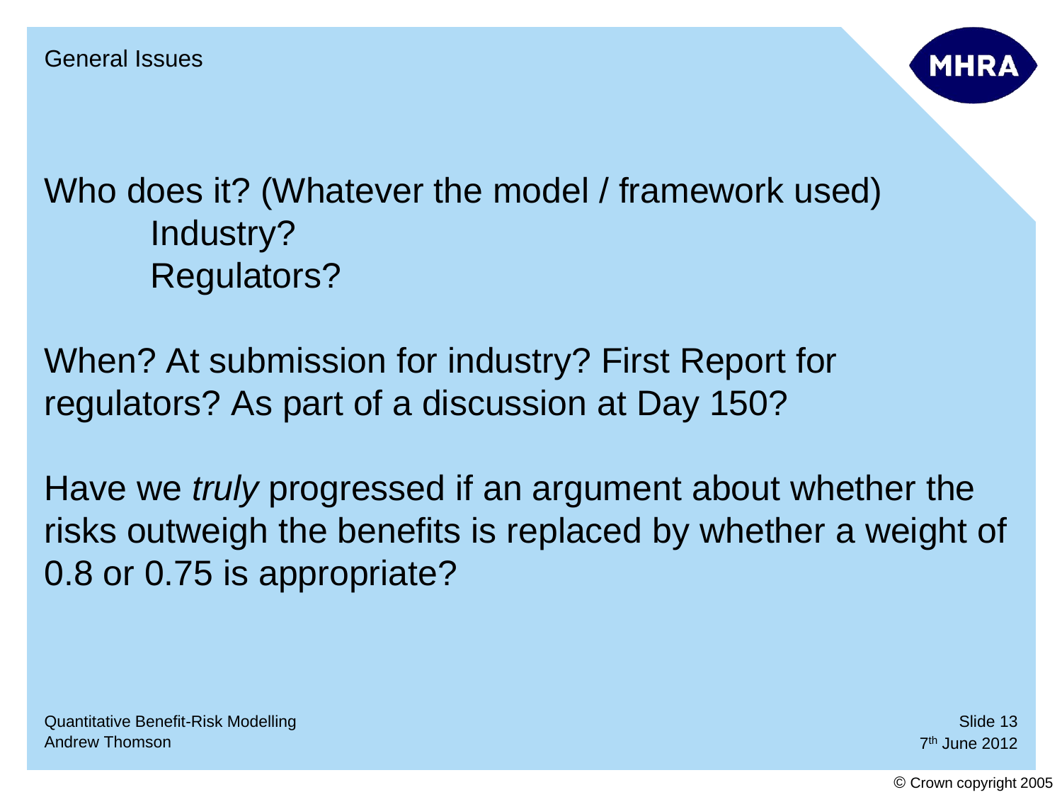## General Issues

Who does it? (Whatever the model / framework used)

- Industry?
- Regulators?

When? At submission for industry? First Report for regulators? As part of a discussion at Day 150?

Have we *truly* progressed if an argument about whether the risks outweigh the benefits is replaced by whether a weight of 0.8 or 0.75 is appropriate?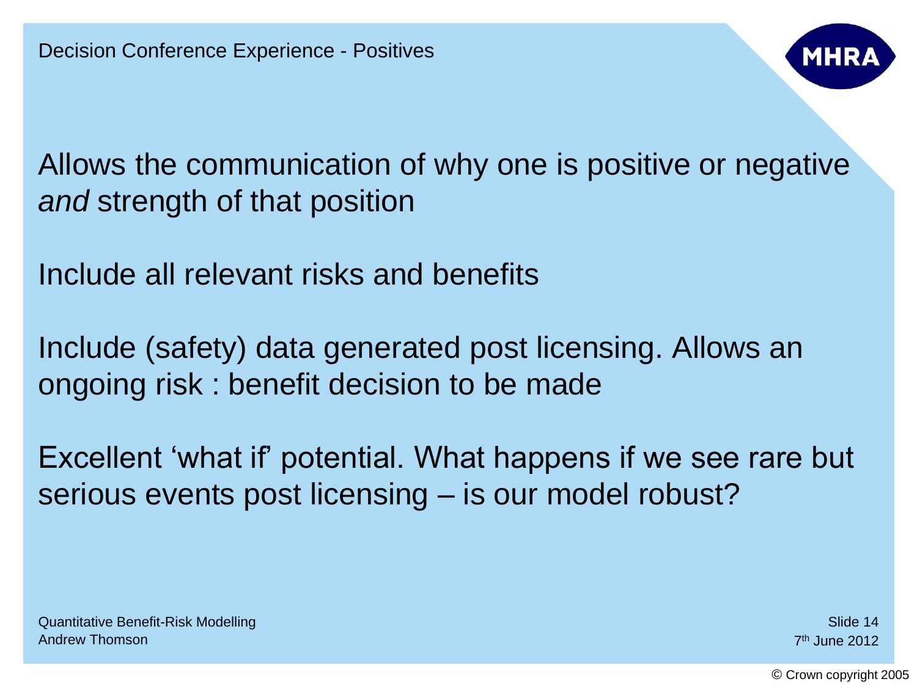# Decision Conference Experience - Positives

Allows the communication of why one is positive or negative *and* strength of that position

Include all relevant risks and benefits

Include (safety) data generated post licensing. Allows an ongoing risk : benefit decision to be made

Excellent 'what if' potential. What happens if we see rare but serious events post licensing – is our model robust?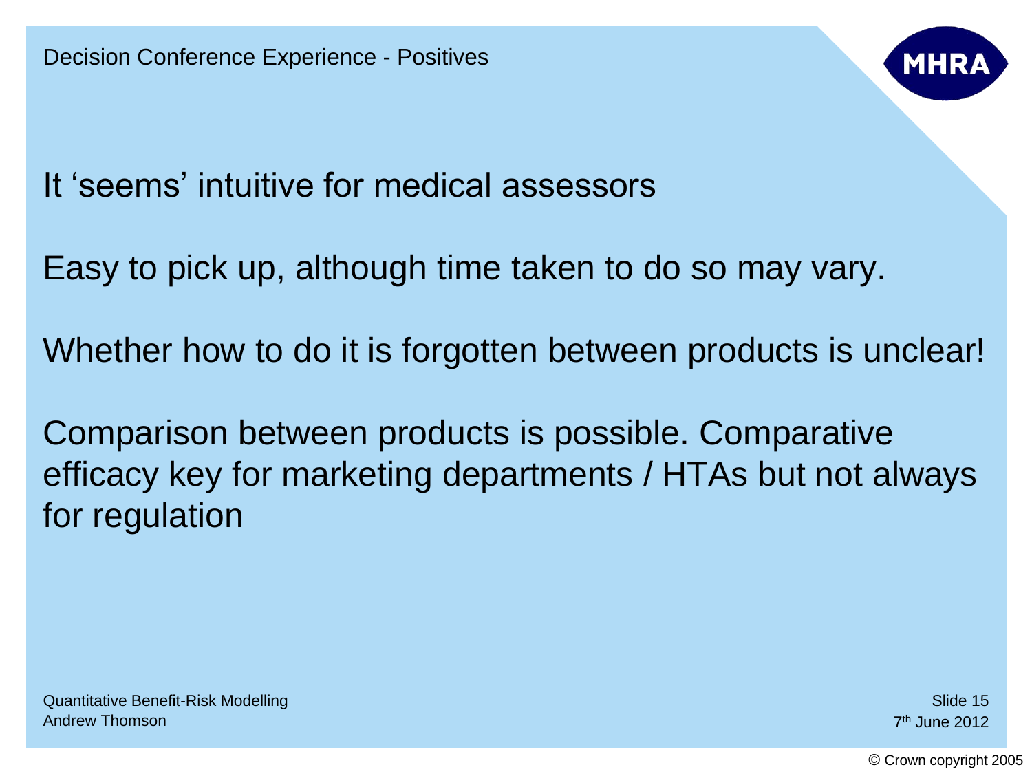## Decision Conference Experience - Positives

It ‘seems’ intuitive for medical assessors

Easy to pick up, although time taken to do so may vary.

Whether how to do it is forgotten between products is unclear!

Comparison between products is possible. Comparative efficacy key for marketing departments / HTAs but not always for regulation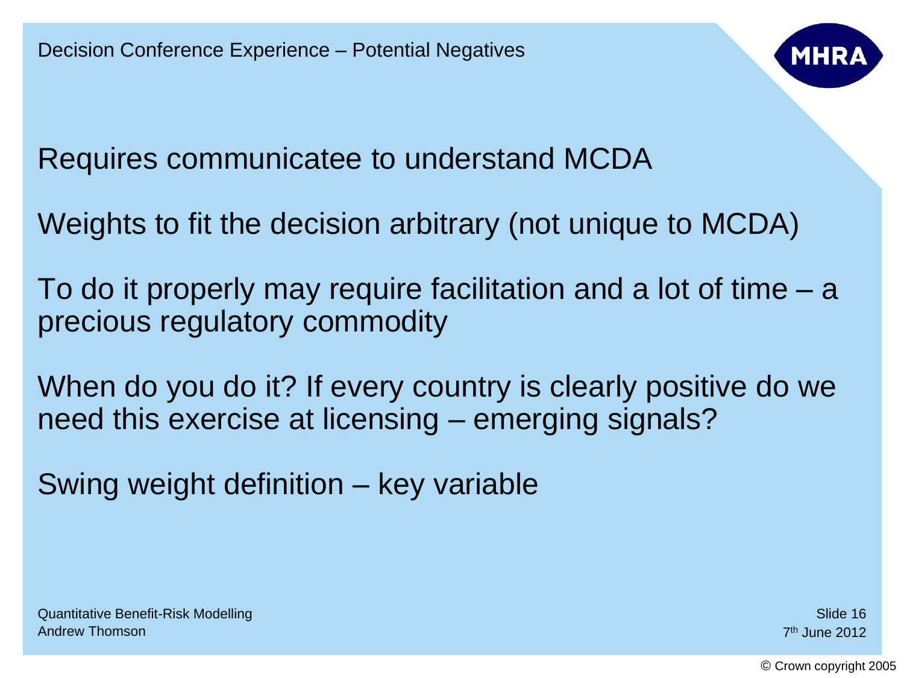# Decision Conference Experience – Potential Negatives

Requires communicatee to understand MCDA

Weights to fit the decision arbitrary (not unique to MCDA)

To do it properly may require facilitation and a lot of time – a precious regulatory commodity

When do you do it? If every country is clearly positive do we need this exercise at licensing – emerging signals?

Swing weight definition – key variable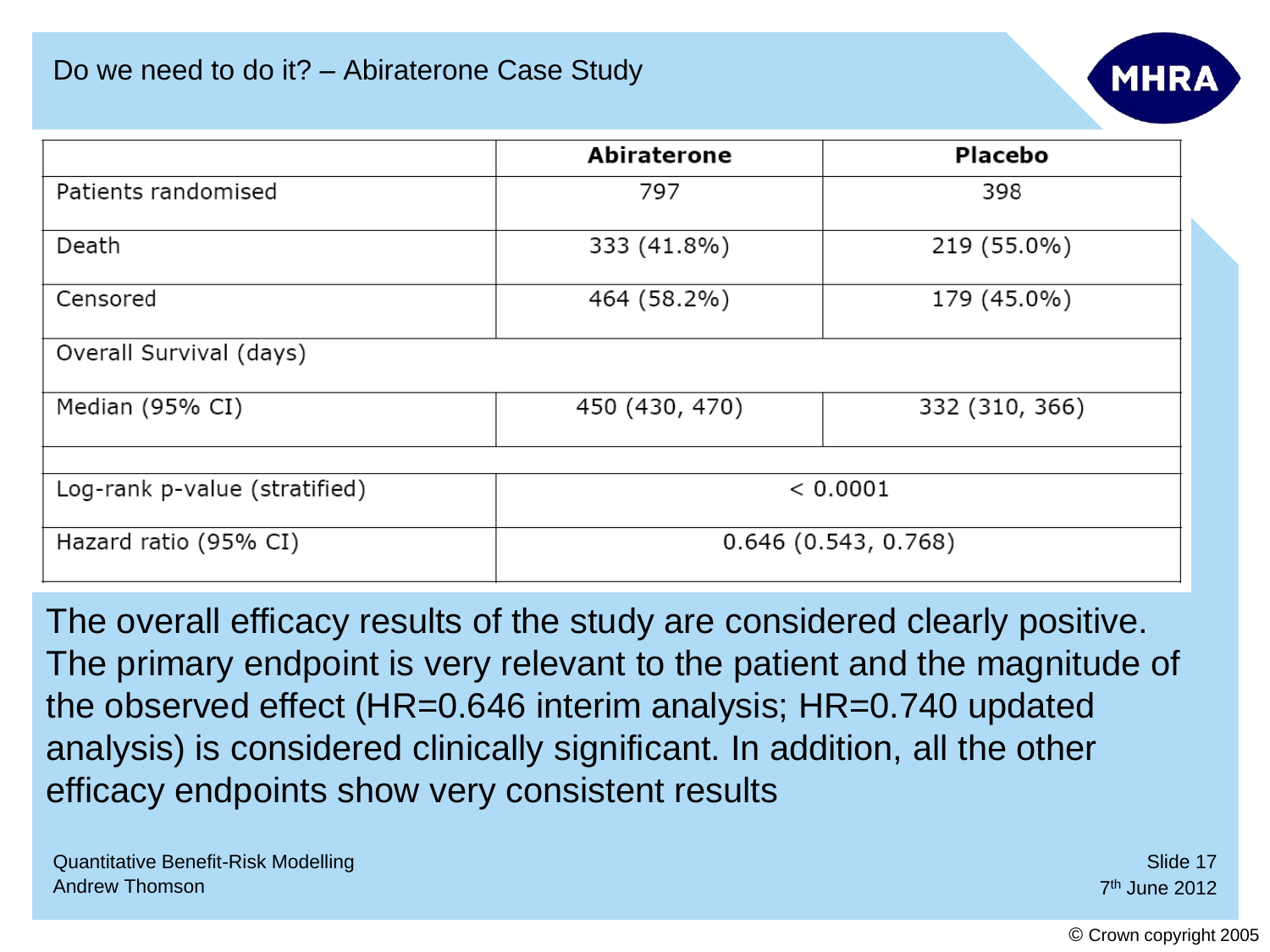# Do we need to do it? – Abiraterone Case Study

| | Abiraterone | Placebo |
|---|---|---|
| Patients randomised | 797 | 398 |
| Death | 333 (41.8%) | 219 (55.0%) |
| Censored | 464 (58.2%) | 179 (45.0%) |
| Overall Survival (days) | | |
| Median (95% CI) | 450 (430, 470) | 332 (310, 366) |
| | | |
| Log-rank p-value (stratified) | < 0.0001 | |
| Hazard ratio (95% CI) | 0.646 (0.543, 0.768) | |

The overall efficacy results of the study are considered clearly positive. The primary endpoint is very relevant to the patient and the magnitude of the observed effect (HR=0.646 interim analysis; HR=0.740 updated analysis) is considered clinically significant. In addition, all the other efficacy endpoints show very consistent results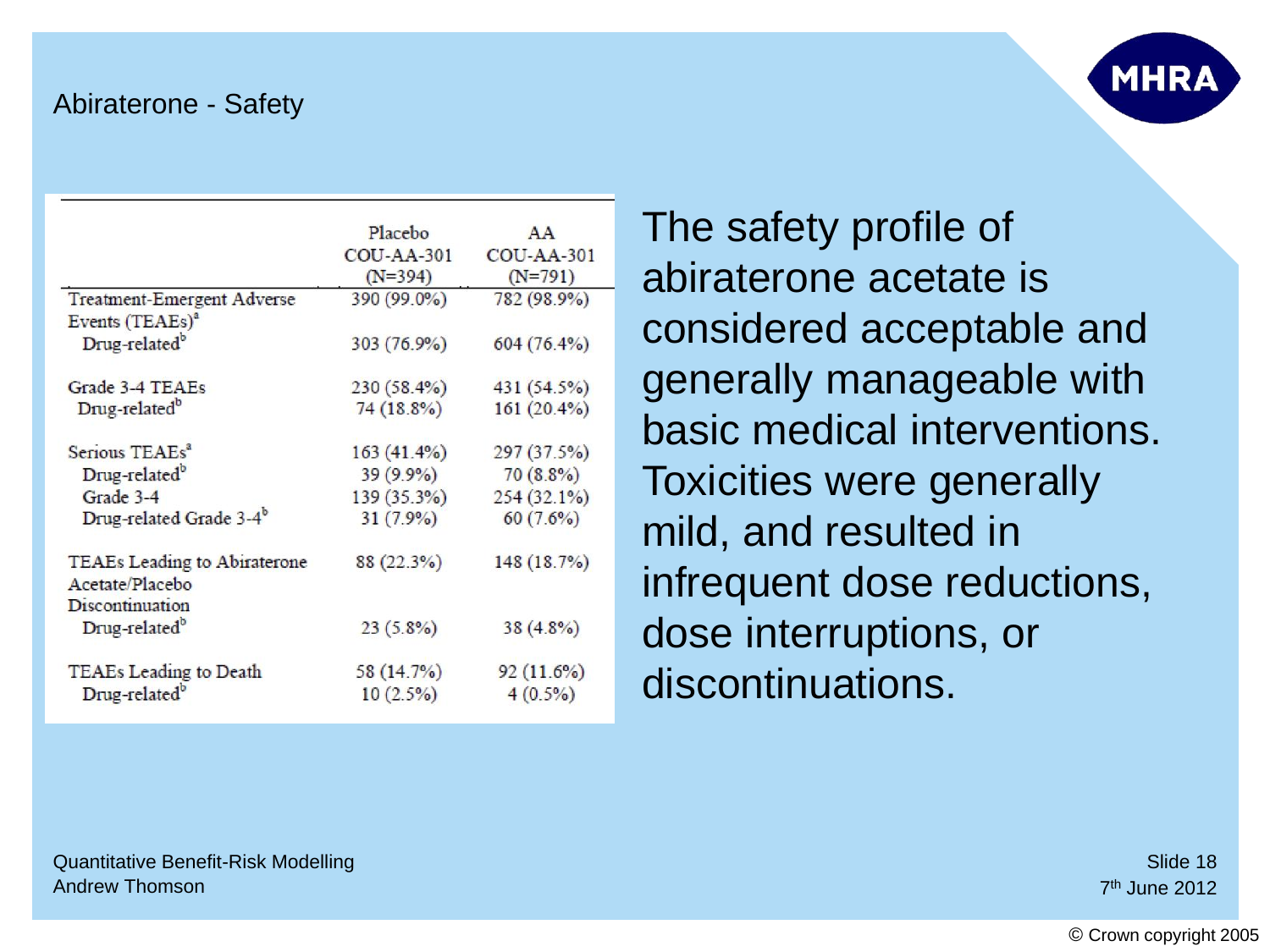# Abiraterone - Safety

| | Placebo COU-AA-301 (N=394) | AA COU-AA-301 (N=791) |
|---|---|---|
| Treatment-Emergent Adverse Events (TEAEs)[a] | 390 (99.0%) | 782 (98.9%) |
| Drug-related[b] | 303 (76.9%) | 604 (76.4%) |
| Grade 3-4 TEAEs | 230 (58.4%) | 431 (54.5%) |
| Drug-related[b] | 74 (18.8%) | 161 (20.4%) |
| Serious TEAEs[a] | 163 (41.4%) | 297 (37.5%) |
| Drug-related[b] | 39 (9.9%) | 70 (8.8%) |
| Grade 3-4 | 139 (35.3%) | 254 (32.1%) |
| Drug-related Grade 3-4[b] | 31 (7.9%) | 60 (7.6%) |
| TEAEs Leading to Abiraterone Acetate/Placebo Discontinuation | 88 (22.3%) | 148 (18.7%) |
| Drug-related[b] | 23 (5.8%) | 38 (4.8%) |
| TEAEs Leading to Death | 58 (14.7%) | 92 (11.6%) |
| Drug-related[b] | 10 (2.5%) | 4 (0.5%) |

The safety profile of abiraterone acetate is considered acceptable and generally manageable with basic medical interventions. Toxicities were generally mild, and resulted in infrequent dose reductions, dose interruptions, or discontinuations.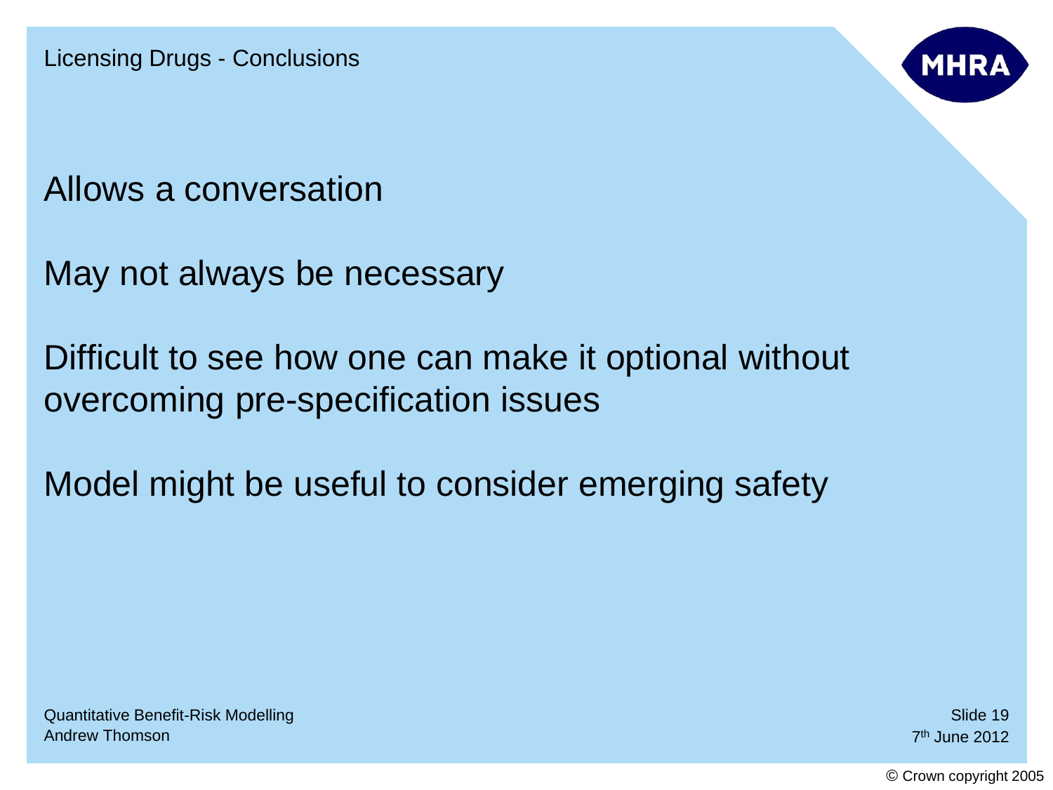# Licensing Drugs - Conclusions

Allows a conversation

May not always be necessary

Difficult to see how one can make it optional without overcoming pre-specification issues

Model might be useful to consider emerging safety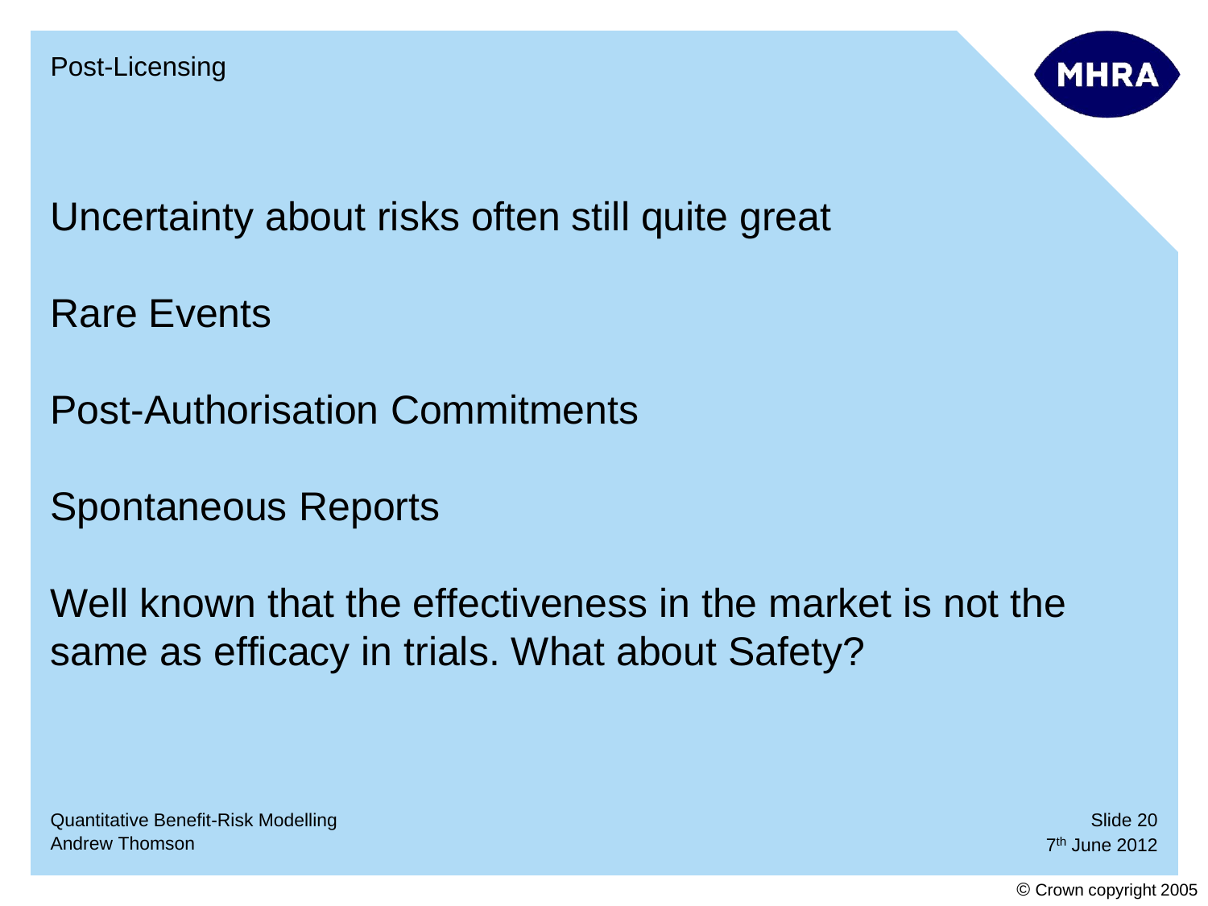# Post-Licensing

Uncertainty about risks often still quite great

Rare Events

Post-Authorisation Commitments

Spontaneous Reports

Well known that the effectiveness in the market is not the same as efficacy in trials. What about Safety?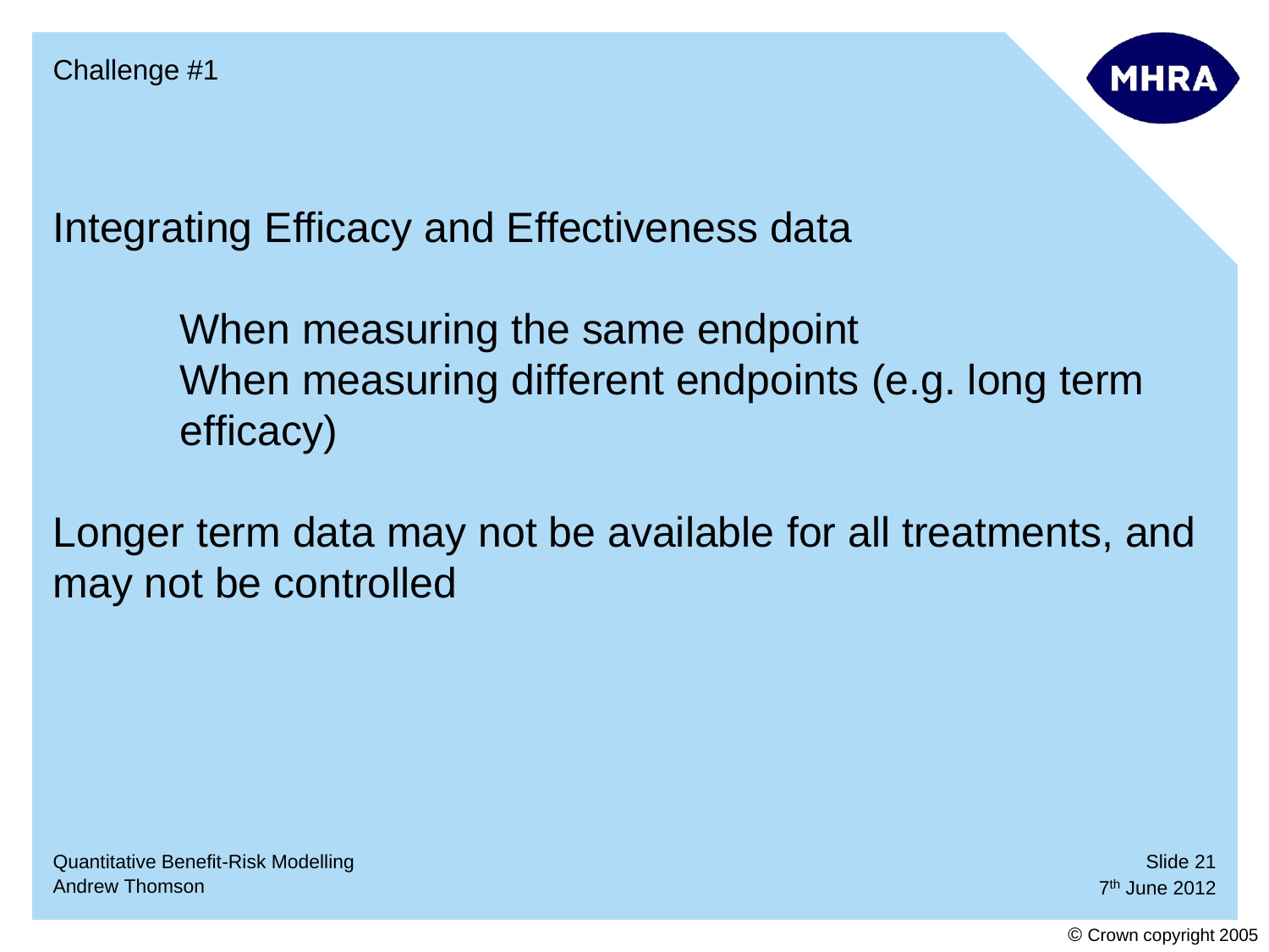Challenge #1

## Integrating Efficacy and Effectiveness data

- When measuring the same endpoint
- When measuring different endpoints (e.g. long term efficacy)

Longer term data may not be available for all treatments, and may not be controlled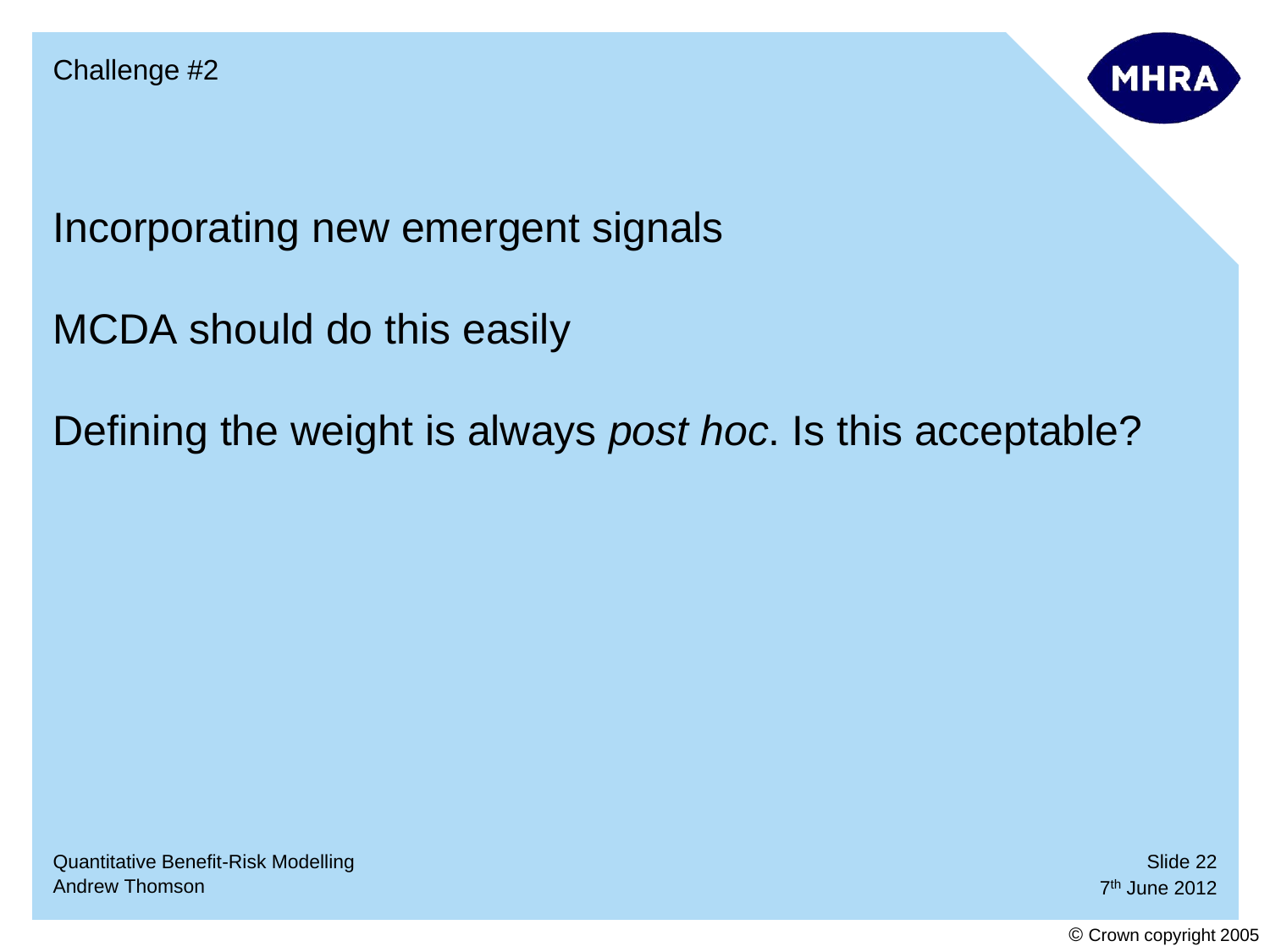Challenge #2

Incorporating new emergent signals

MCDA should do this easily

Defining the weight is always *post hoc*. Is this acceptable?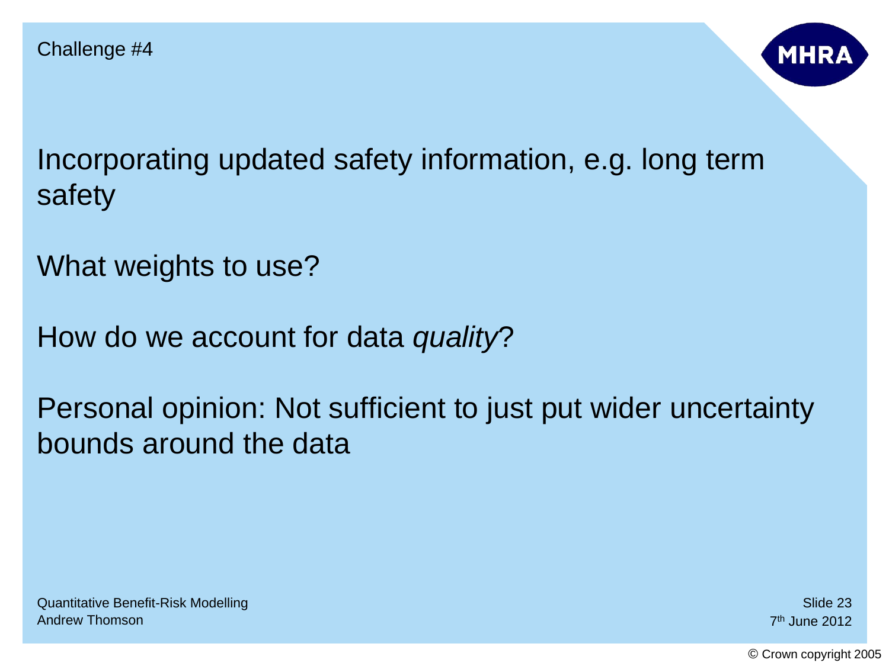Challenge #4

Incorporating updated safety information, e.g. long term safety

What weights to use?

How do we account for data *quality*?

Personal opinion: Not sufficient to just put wider uncertainty bounds around the data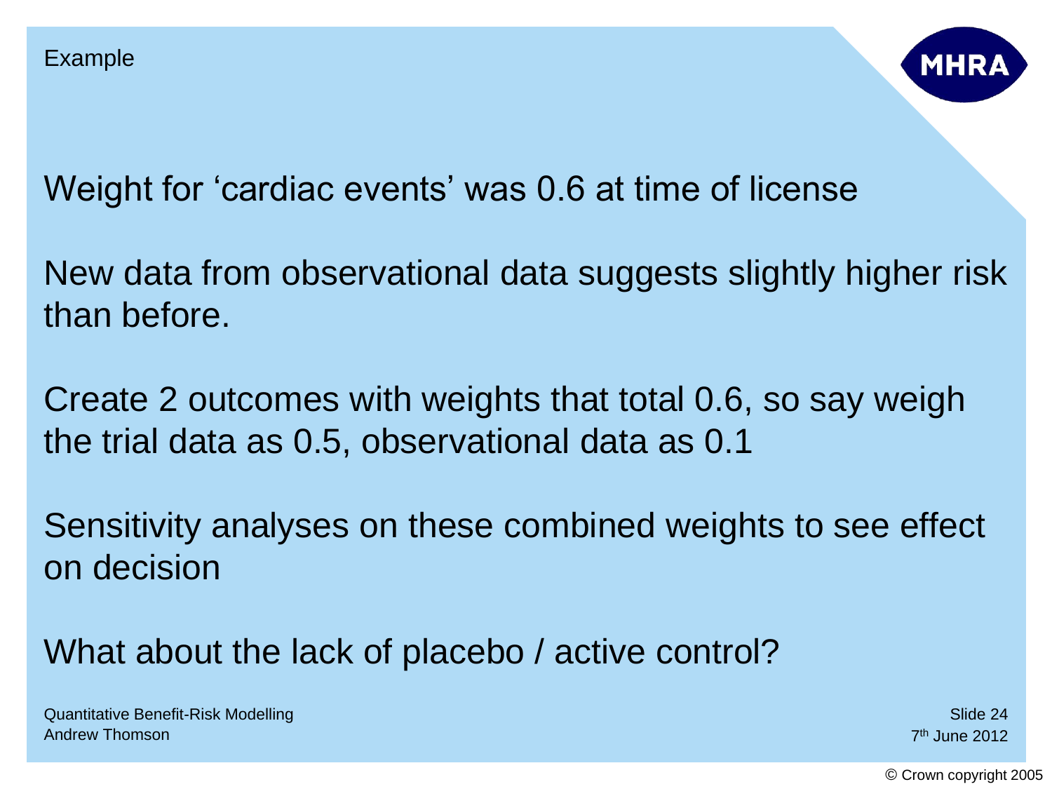Example

Weight for 'cardiac events' was 0.6 at time of license

New data from observational data suggests slightly higher risk than before.

Create 2 outcomes with weights that total 0.6, so say weigh the trial data as 0.5, observational data as 0.1

Sensitivity analyses on these combined weights to see effect on decision

What about the lack of placebo / active control?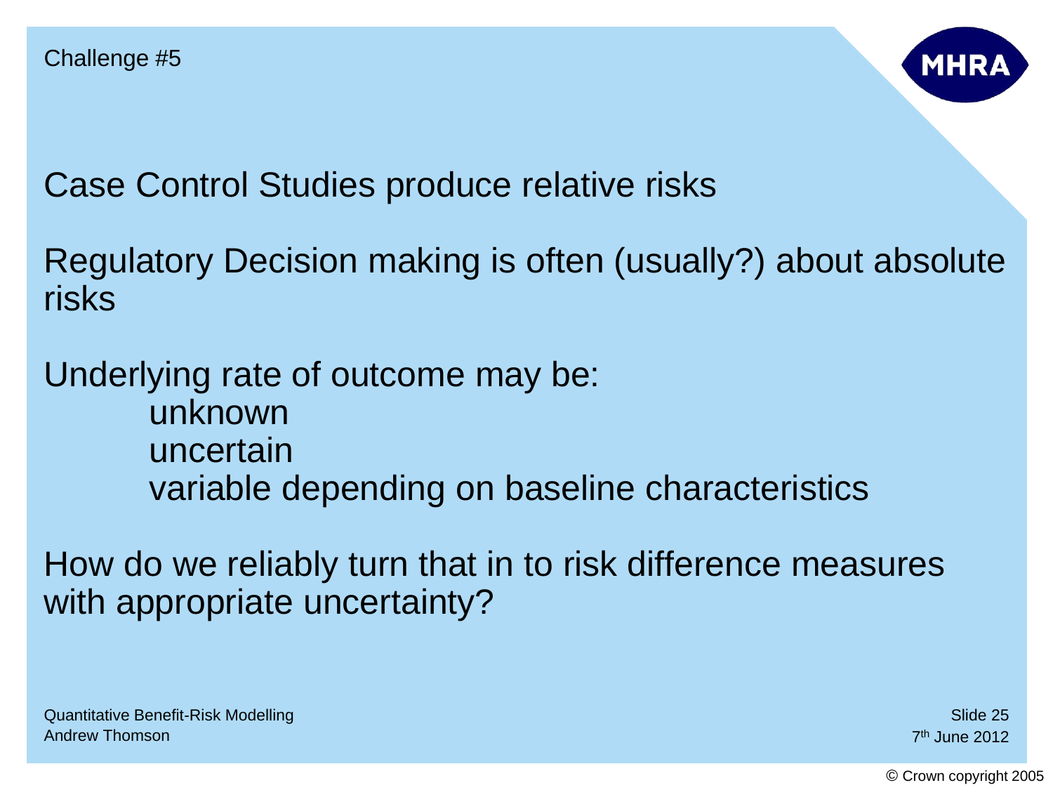Challenge #5

Case Control Studies produce relative risks

Regulatory Decision making is often (usually?) about absolute risks

Underlying rate of outcome may be:

- unknown
- uncertain
- variable depending on baseline characteristics

How do we reliably turn that in to risk difference measures with appropriate uncertainty?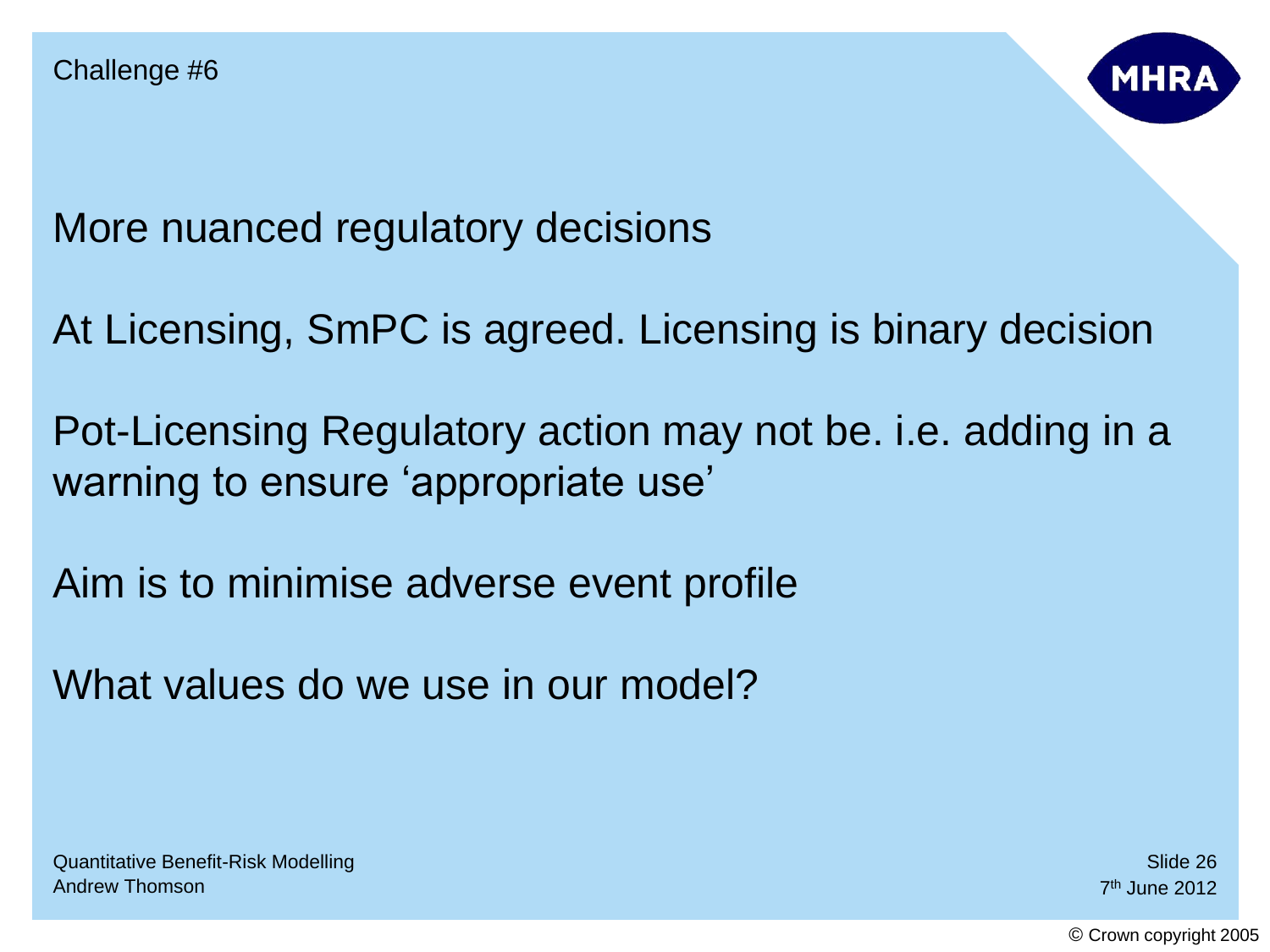Challenge #6

More nuanced regulatory decisions

At Licensing, SmPC is agreed. Licensing is binary decision

Pot-Licensing Regulatory action may not be. i.e. adding in a warning to ensure 'appropriate use'

Aim is to minimise adverse event profile

What values do we use in our model?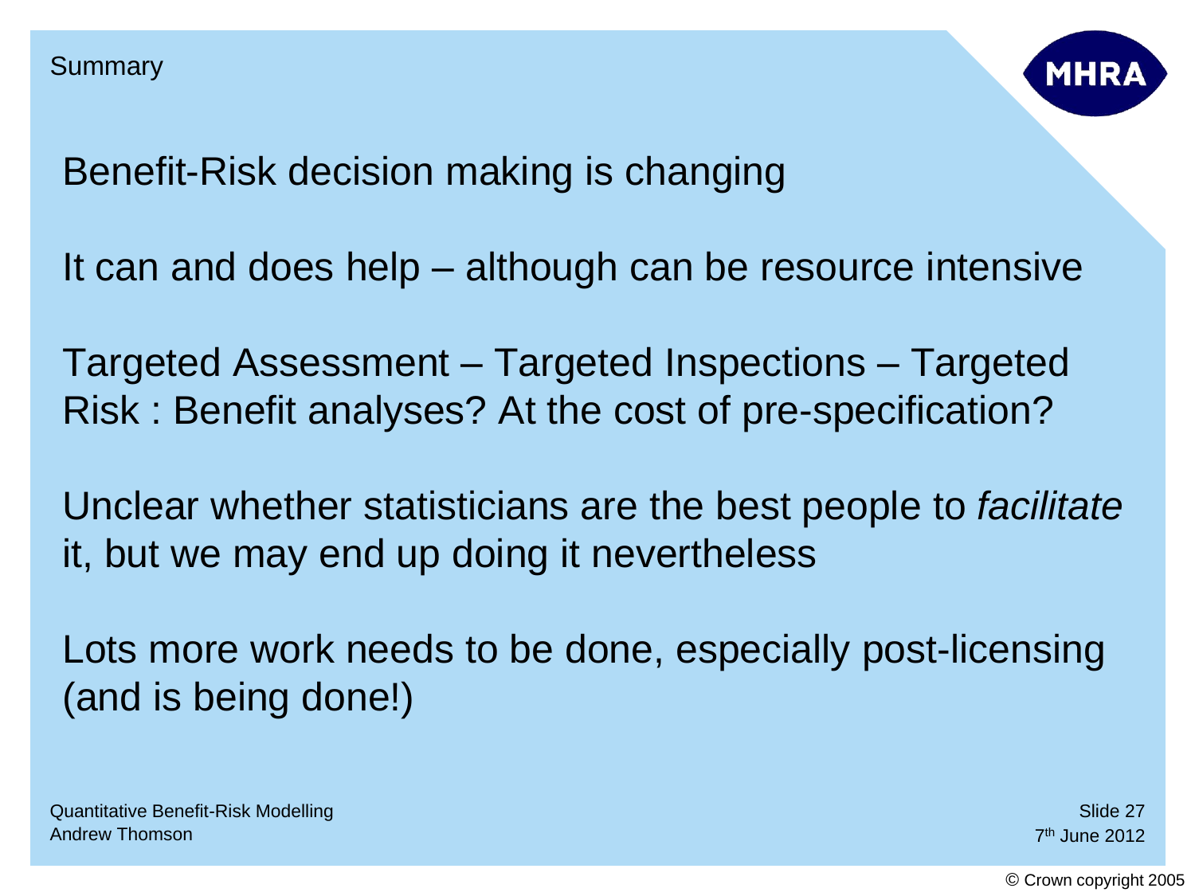# Summary

Benefit-Risk decision making is changing

It can and does help – although can be resource intensive

Targeted Assessment – Targeted Inspections – Targeted Risk : Benefit analyses? At the cost of pre-specification?

Unclear whether statisticians are the best people to *facilitate* it, but we may end up doing it nevertheless

Lots more work needs to be done, especially post-licensing (and is being done!)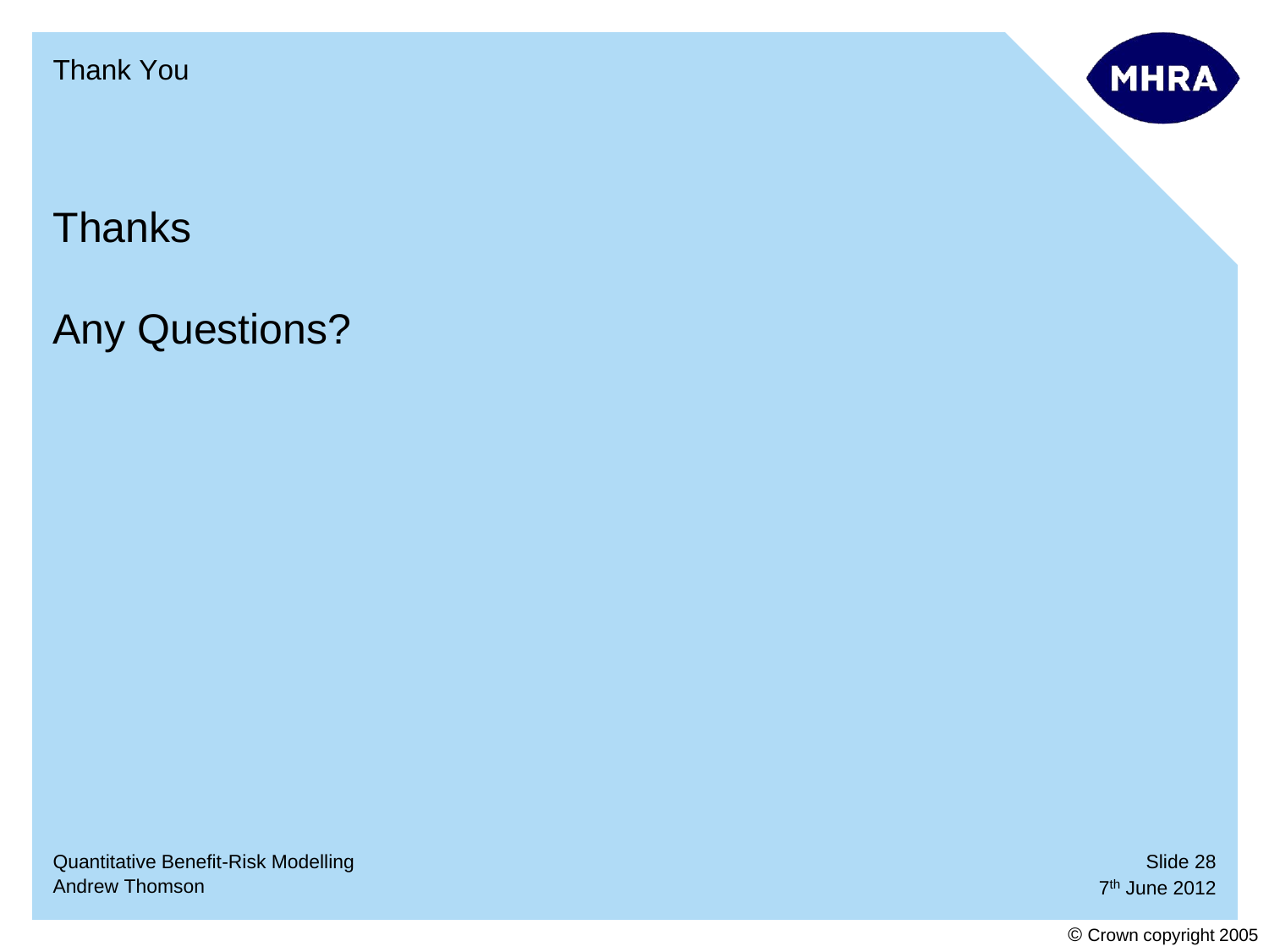# Thank You

## Thanks

## Any Questions?